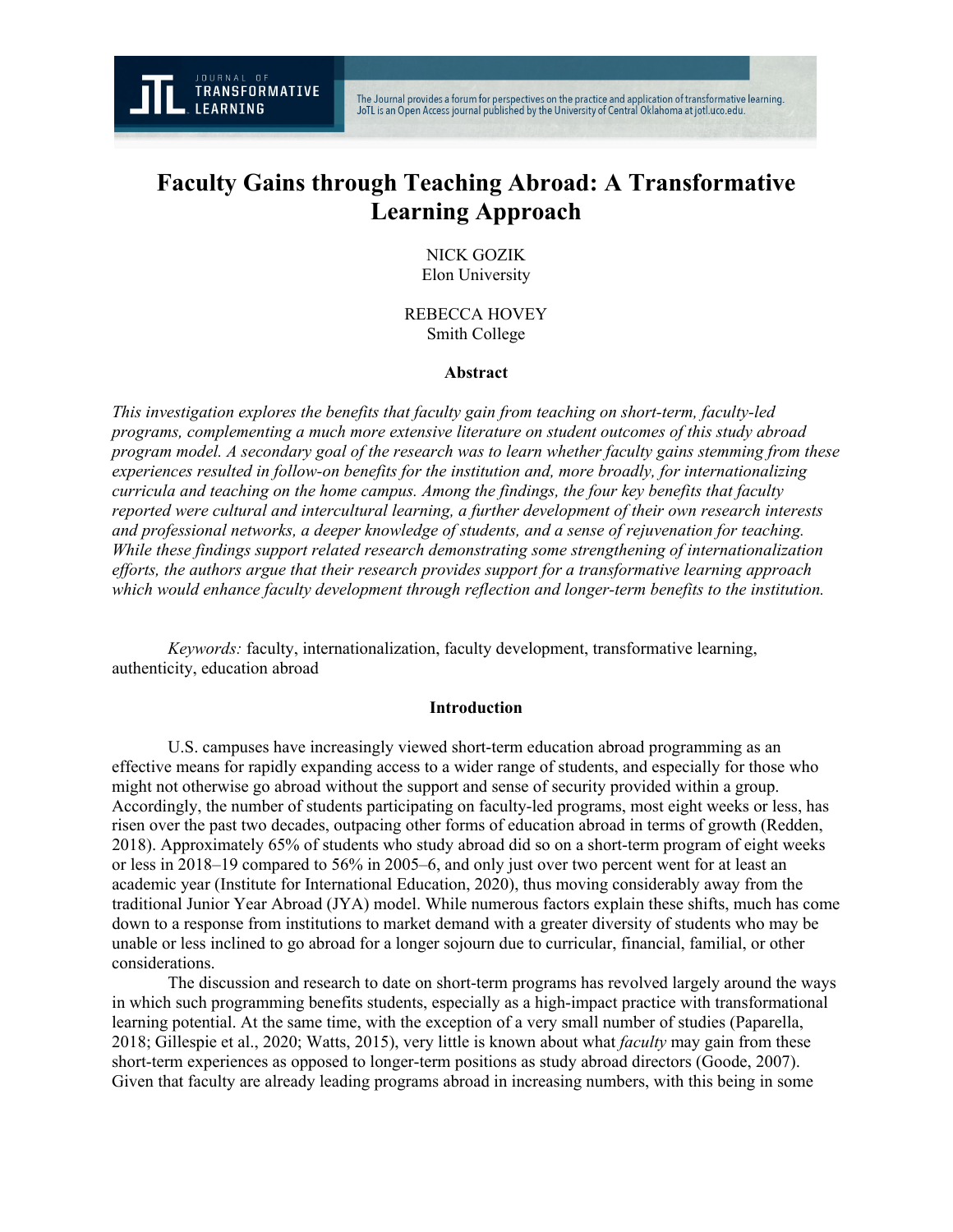# Faculty Gains through Teaching Abroad: A Transformative Learning Approach

NICK GOZIK
Elon University

REBECCA HOVEY
Smith College

### Abstract

*This investigation explores the benefits that faculty gain from teaching on short-term, faculty-led programs, complementing a much more extensive literature on student outcomes of this study abroad program model. A secondary goal of the research was to learn whether faculty gains stemming from these experiences resulted in follow-on benefits for the institution and, more broadly, for internationalizing curricula and teaching on the home campus. Among the findings, the four key benefits that faculty reported were cultural and intercultural learning, a further development of their own research interests and professional networks, a deeper knowledge of students, and a sense of rejuvenation for teaching. While these findings support related research demonstrating some strengthening of internationalization efforts, the authors argue that their research provides support for a transformative learning approach which would enhance faculty development through reflection and longer-term benefits to the institution.*

*Keywords:* faculty, internationalization, faculty development, transformative learning, authenticity, education abroad

### Introduction

U.S. campuses have increasingly viewed short-term education abroad programming as an effective means for rapidly expanding access to a wider range of students, and especially for those who might not otherwise go abroad without the support and sense of security provided within a group. Accordingly, the number of students participating on faculty-led programs, most eight weeks or less, has risen over the past two decades, outpacing other forms of education abroad in terms of growth (Redden, 2018). Approximately 65% of students who study abroad did so on a short-term program of eight weeks or less in 2018–19 compared to 56% in 2005–6, and only just over two percent went for at least an academic year (Institute for International Education, 2020), thus moving considerably away from the traditional Junior Year Abroad (JYA) model. While numerous factors explain these shifts, much has come down to a response from institutions to market demand with a greater diversity of students who may be unable or less inclined to go abroad for a longer sojourn due to curricular, financial, familial, or other considerations.

The discussion and research to date on short-term programs has revolved largely around the ways in which such programming benefits students, especially as a high-impact practice with transformational learning potential. At the same time, with the exception of a very small number of studies (Paparella, 2018; Gillespie et al., 2020; Watts, 2015), very little is known about what *faculty* may gain from these short-term experiences as opposed to longer-term positions as study abroad directors (Goode, 2007). Given that faculty are already leading programs abroad in increasing numbers, with this being in some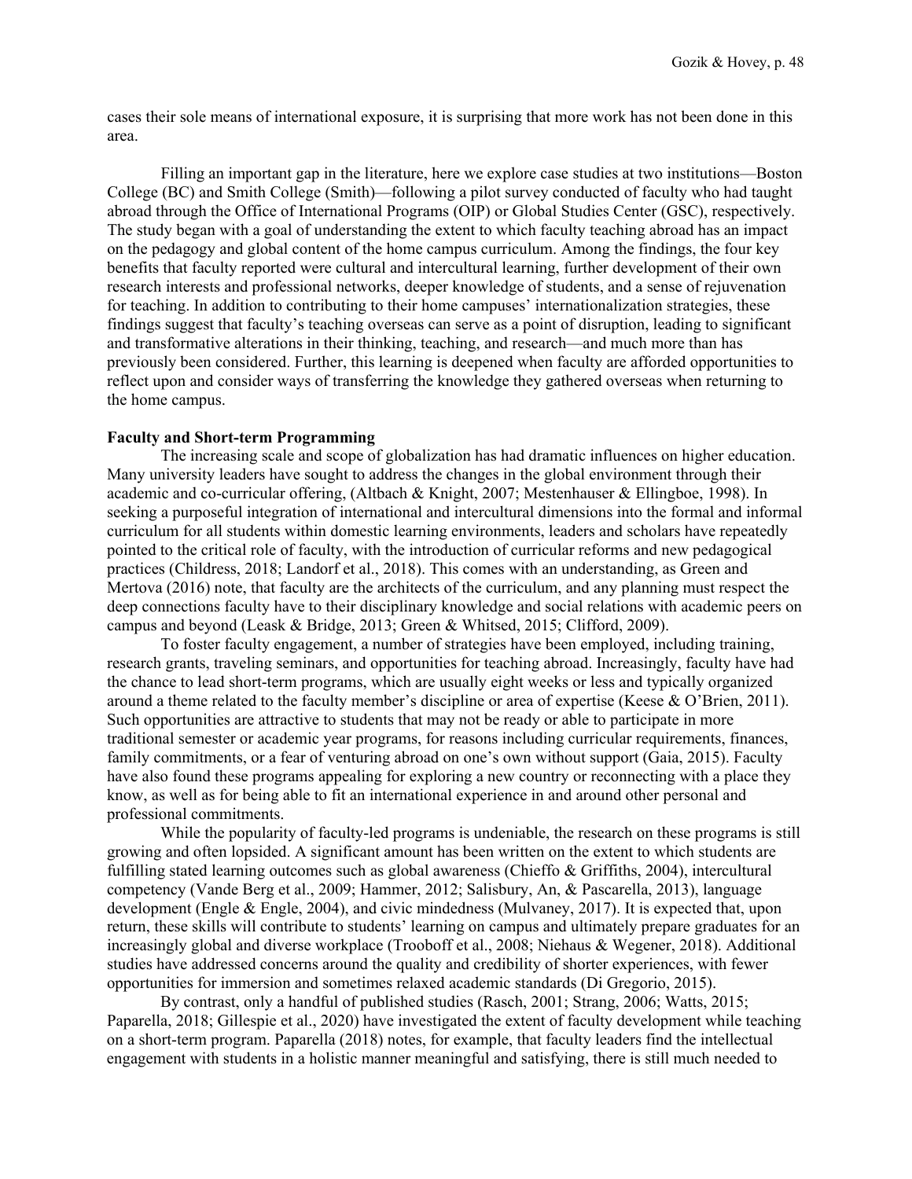cases their sole means of international exposure, it is surprising that more work has not been done in this area.

Filling an important gap in the literature, here we explore case studies at two institutions—Boston College (BC) and Smith College (Smith)—following a pilot survey conducted of faculty who had taught abroad through the Office of International Programs (OIP) or Global Studies Center (GSC), respectively. The study began with a goal of understanding the extent to which faculty teaching abroad has an impact on the pedagogy and global content of the home campus curriculum. Among the findings, the four key benefits that faculty reported were cultural and intercultural learning, further development of their own research interests and professional networks, deeper knowledge of students, and a sense of rejuvenation for teaching. In addition to contributing to their home campuses' internationalization strategies, these findings suggest that faculty's teaching overseas can serve as a point of disruption, leading to significant and transformative alterations in their thinking, teaching, and research—and much more than has previously been considered. Further, this learning is deepened when faculty are afforded opportunities to reflect upon and consider ways of transferring the knowledge they gathered overseas when returning to the home campus.

**Faculty and Short-term Programming**

The increasing scale and scope of globalization has had dramatic influences on higher education. Many university leaders have sought to address the changes in the global environment through their academic and co-curricular offering, (Altbach & Knight, 2007; Mestenhauser & Ellingboe, 1998). In seeking a purposeful integration of international and intercultural dimensions into the formal and informal curriculum for all students within domestic learning environments, leaders and scholars have repeatedly pointed to the critical role of faculty, with the introduction of curricular reforms and new pedagogical practices (Childress, 2018; Landorf et al., 2018). This comes with an understanding, as Green and Mertova (2016) note, that faculty are the architects of the curriculum, and any planning must respect the deep connections faculty have to their disciplinary knowledge and social relations with academic peers on campus and beyond (Leask & Bridge, 2013; Green & Whitsed, 2015; Clifford, 2009).

To foster faculty engagement, a number of strategies have been employed, including training, research grants, traveling seminars, and opportunities for teaching abroad. Increasingly, faculty have had the chance to lead short-term programs, which are usually eight weeks or less and typically organized around a theme related to the faculty member's discipline or area of expertise (Keese & O'Brien, 2011). Such opportunities are attractive to students that may not be ready or able to participate in more traditional semester or academic year programs, for reasons including curricular requirements, finances, family commitments, or a fear of venturing abroad on one's own without support (Gaia, 2015). Faculty have also found these programs appealing for exploring a new country or reconnecting with a place they know, as well as for being able to fit an international experience in and around other personal and professional commitments.

While the popularity of faculty-led programs is undeniable, the research on these programs is still growing and often lopsided. A significant amount has been written on the extent to which students are fulfilling stated learning outcomes such as global awareness (Chieffo & Griffiths, 2004), intercultural competency (Vande Berg et al., 2009; Hammer, 2012; Salisbury, An, & Pascarella, 2013), language development (Engle & Engle, 2004), and civic mindedness (Mulvaney, 2017). It is expected that, upon return, these skills will contribute to students' learning on campus and ultimately prepare graduates for an increasingly global and diverse workplace (Trooboff et al., 2008; Niehaus & Wegener, 2018). Additional studies have addressed concerns around the quality and credibility of shorter experiences, with fewer opportunities for immersion and sometimes relaxed academic standards (Di Gregorio, 2015).

By contrast, only a handful of published studies (Rasch, 2001; Strang, 2006; Watts, 2015; Paparella, 2018; Gillespie et al., 2020) have investigated the extent of faculty development while teaching on a short-term program. Paparella (2018) notes, for example, that faculty leaders find the intellectual engagement with students in a holistic manner meaningful and satisfying, there is still much needed to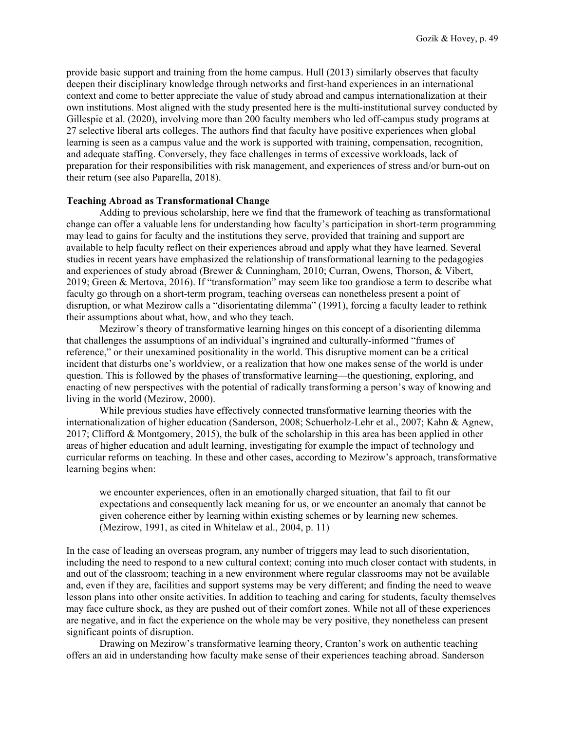provide basic support and training from the home campus. Hull (2013) similarly observes that faculty deepen their disciplinary knowledge through networks and first-hand experiences in an international context and come to better appreciate the value of study abroad and campus internationalization at their own institutions. Most aligned with the study presented here is the multi-institutional survey conducted by Gillespie et al. (2020), involving more than 200 faculty members who led off-campus study programs at 27 selective liberal arts colleges. The authors find that faculty have positive experiences when global learning is seen as a campus value and the work is supported with training, compensation, recognition, and adequate staffing. Conversely, they face challenges in terms of excessive workloads, lack of preparation for their responsibilities with risk management, and experiences of stress and/or burn-out on their return (see also Paparella, 2018).

**Teaching Abroad as Transformational Change**

Adding to previous scholarship, here we find that the framework of teaching as transformational change can offer a valuable lens for understanding how faculty's participation in short-term programming may lead to gains for faculty and the institutions they serve, provided that training and support are available to help faculty reflect on their experiences abroad and apply what they have learned. Several studies in recent years have emphasized the relationship of transformational learning to the pedagogies and experiences of study abroad (Brewer & Cunningham, 2010; Curran, Owens, Thorson, & Vibert, 2019; Green & Mertova, 2016). If "transformation" may seem like too grandiose a term to describe what faculty go through on a short-term program, teaching overseas can nonetheless present a point of disruption, or what Mezirow calls a "disorientating dilemma" (1991), forcing a faculty leader to rethink their assumptions about what, how, and who they teach.

Mezirow's theory of transformative learning hinges on this concept of a disorienting dilemma that challenges the assumptions of an individual's ingrained and culturally-informed "frames of reference," or their unexamined positionality in the world. This disruptive moment can be a critical incident that disturbs one's worldview, or a realization that how one makes sense of the world is under question. This is followed by the phases of transformative learning—the questioning, exploring, and enacting of new perspectives with the potential of radically transforming a person's way of knowing and living in the world (Mezirow, 2000).

While previous studies have effectively connected transformative learning theories with the internationalization of higher education (Sanderson, 2008; Schuerholz-Lehr et al., 2007; Kahn & Agnew, 2017; Clifford & Montgomery, 2015), the bulk of the scholarship in this area has been applied in other areas of higher education and adult learning, investigating for example the impact of technology and curricular reforms on teaching. In these and other cases, according to Mezirow's approach, transformative learning begins when:

> we encounter experiences, often in an emotionally charged situation, that fail to fit our expectations and consequently lack meaning for us, or we encounter an anomaly that cannot be given coherence either by learning within existing schemes or by learning new schemes. (Mezirow, 1991, as cited in Whitelaw et al., 2004, p. 11)

In the case of leading an overseas program, any number of triggers may lead to such disorientation, including the need to respond to a new cultural context; coming into much closer contact with students, in and out of the classroom; teaching in a new environment where regular classrooms may not be available and, even if they are, facilities and support systems may be very different; and finding the need to weave lesson plans into other onsite activities. In addition to teaching and caring for students, faculty themselves may face culture shock, as they are pushed out of their comfort zones. While not all of these experiences are negative, and in fact the experience on the whole may be very positive, they nonetheless can present significant points of disruption.

Drawing on Mezirow's transformative learning theory, Cranton's work on authentic teaching offers an aid in understanding how faculty make sense of their experiences teaching abroad. Sanderson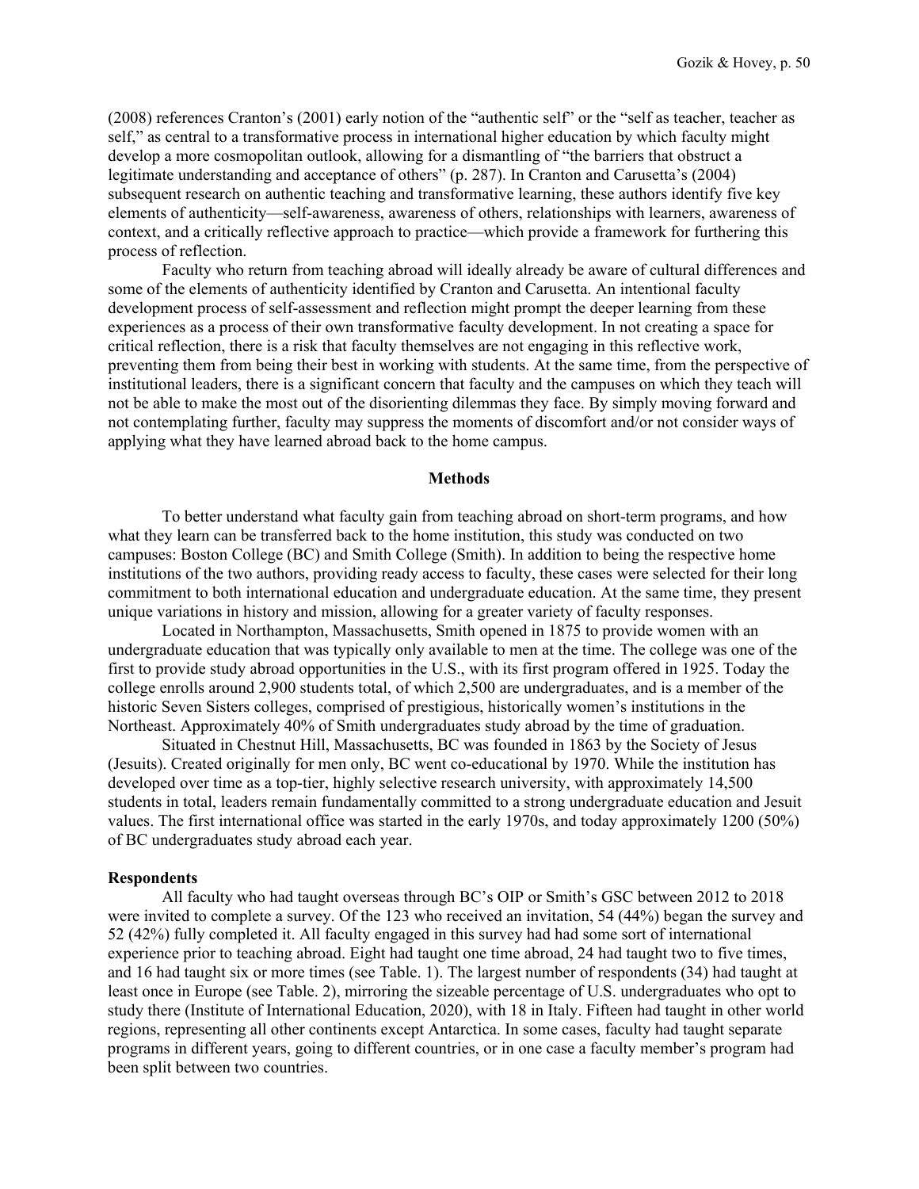(2008) references Cranton's (2001) early notion of the "authentic self" or the "self as teacher, teacher as self," as central to a transformative process in international higher education by which faculty might develop a more cosmopolitan outlook, allowing for a dismantling of "the barriers that obstruct a legitimate understanding and acceptance of others" (p. 287). In Cranton and Carusetta's (2004) subsequent research on authentic teaching and transformative learning, these authors identify five key elements of authenticity—self-awareness, awareness of others, relationships with learners, awareness of context, and a critically reflective approach to practice—which provide a framework for furthering this process of reflection.

Faculty who return from teaching abroad will ideally already be aware of cultural differences and some of the elements of authenticity identified by Cranton and Carusetta. An intentional faculty development process of self-assessment and reflection might prompt the deeper learning from these experiences as a process of their own transformative faculty development. In not creating a space for critical reflection, there is a risk that faculty themselves are not engaging in this reflective work, preventing them from being their best in working with students. At the same time, from the perspective of institutional leaders, there is a significant concern that faculty and the campuses on which they teach will not be able to make the most out of the disorienting dilemmas they face. By simply moving forward and not contemplating further, faculty may suppress the moments of discomfort and/or not consider ways of applying what they have learned abroad back to the home campus.

## Methods

To better understand what faculty gain from teaching abroad on short-term programs, and how what they learn can be transferred back to the home institution, this study was conducted on two campuses: Boston College (BC) and Smith College (Smith). In addition to being the respective home institutions of the two authors, providing ready access to faculty, these cases were selected for their long commitment to both international education and undergraduate education. At the same time, they present unique variations in history and mission, allowing for a greater variety of faculty responses.

Located in Northampton, Massachusetts, Smith opened in 1875 to provide women with an undergraduate education that was typically only available to men at the time. The college was one of the first to provide study abroad opportunities in the U.S., with its first program offered in 1925. Today the college enrolls around 2,900 students total, of which 2,500 are undergraduates, and is a member of the historic Seven Sisters colleges, comprised of prestigious, historically women's institutions in the Northeast. Approximately 40% of Smith undergraduates study abroad by the time of graduation.

Situated in Chestnut Hill, Massachusetts, BC was founded in 1863 by the Society of Jesus (Jesuits). Created originally for men only, BC went co-educational by 1970. While the institution has developed over time as a top-tier, highly selective research university, with approximately 14,500 students in total, leaders remain fundamentally committed to a strong undergraduate education and Jesuit values. The first international office was started in the early 1970s, and today approximately 1200 (50%) of BC undergraduates study abroad each year.

### Respondents

All faculty who had taught overseas through BC's OIP or Smith's GSC between 2012 to 2018 were invited to complete a survey. Of the 123 who received an invitation, 54 (44%) began the survey and 52 (42%) fully completed it. All faculty engaged in this survey had had some sort of international experience prior to teaching abroad. Eight had taught one time abroad, 24 had taught two to five times, and 16 had taught six or more times (see Table. 1). The largest number of respondents (34) had taught at least once in Europe (see Table. 2), mirroring the sizeable percentage of U.S. undergraduates who opt to study there (Institute of International Education, 2020), with 18 in Italy. Fifteen had taught in other world regions, representing all other continents except Antarctica. In some cases, faculty had taught separate programs in different years, going to different countries, or in one case a faculty member's program had been split between two countries.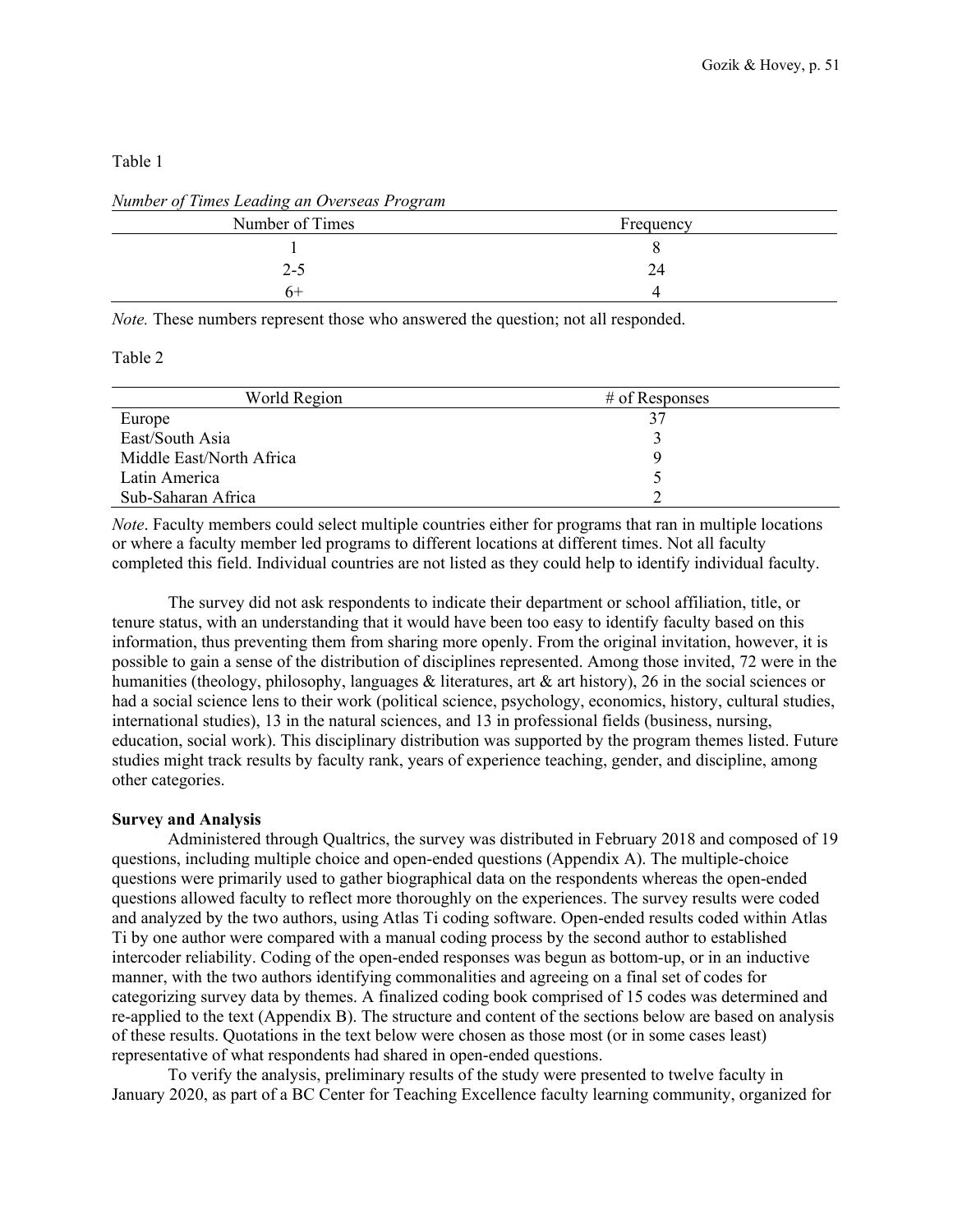Table 1

*Number of Times Leading an Overseas Program*

| Number of Times | Frequency |
|---|---|
| 1 | 8 |
| 2-5 | 24 |
| 6+ | 4 |

*Note.* These numbers represent those who answered the question; not all responded.

Table 2

| World Region | # of Responses |
|---|---|
| Europe | 37 |
| East/South Asia | 3 |
| Middle East/North Africa | 9 |
| Latin America | 5 |
| Sub-Saharan Africa | 2 |

*Note*. Faculty members could select multiple countries either for programs that ran in multiple locations or where a faculty member led programs to different locations at different times. Not all faculty completed this field. Individual countries are not listed as they could help to identify individual faculty.

The survey did not ask respondents to indicate their department or school affiliation, title, or tenure status, with an understanding that it would have been too easy to identify faculty based on this information, thus preventing them from sharing more openly. From the original invitation, however, it is possible to gain a sense of the distribution of disciplines represented. Among those invited, 72 were in the humanities (theology, philosophy, languages & literatures, art & art history), 26 in the social sciences or had a social science lens to their work (political science, psychology, economics, history, cultural studies, international studies), 13 in the natural sciences, and 13 in professional fields (business, nursing, education, social work). This disciplinary distribution was supported by the program themes listed. Future studies might track results by faculty rank, years of experience teaching, gender, and discipline, among other categories.

**Survey and Analysis**

Administered through Qualtrics, the survey was distributed in February 2018 and composed of 19 questions, including multiple choice and open-ended questions (Appendix A). The multiple-choice questions were primarily used to gather biographical data on the respondents whereas the open-ended questions allowed faculty to reflect more thoroughly on the experiences. The survey results were coded and analyzed by the two authors, using Atlas Ti coding software. Open-ended results coded within Atlas Ti by one author were compared with a manual coding process by the second author to established intercoder reliability. Coding of the open-ended responses was begun as bottom-up, or in an inductive manner, with the two authors identifying commonalities and agreeing on a final set of codes for categorizing survey data by themes. A finalized coding book comprised of 15 codes was determined and re-applied to the text (Appendix B). The structure and content of the sections below are based on analysis of these results. Quotations in the text below were chosen as those most (or in some cases least) representative of what respondents had shared in open-ended questions.

To verify the analysis, preliminary results of the study were presented to twelve faculty in January 2020, as part of a BC Center for Teaching Excellence faculty learning community, organized for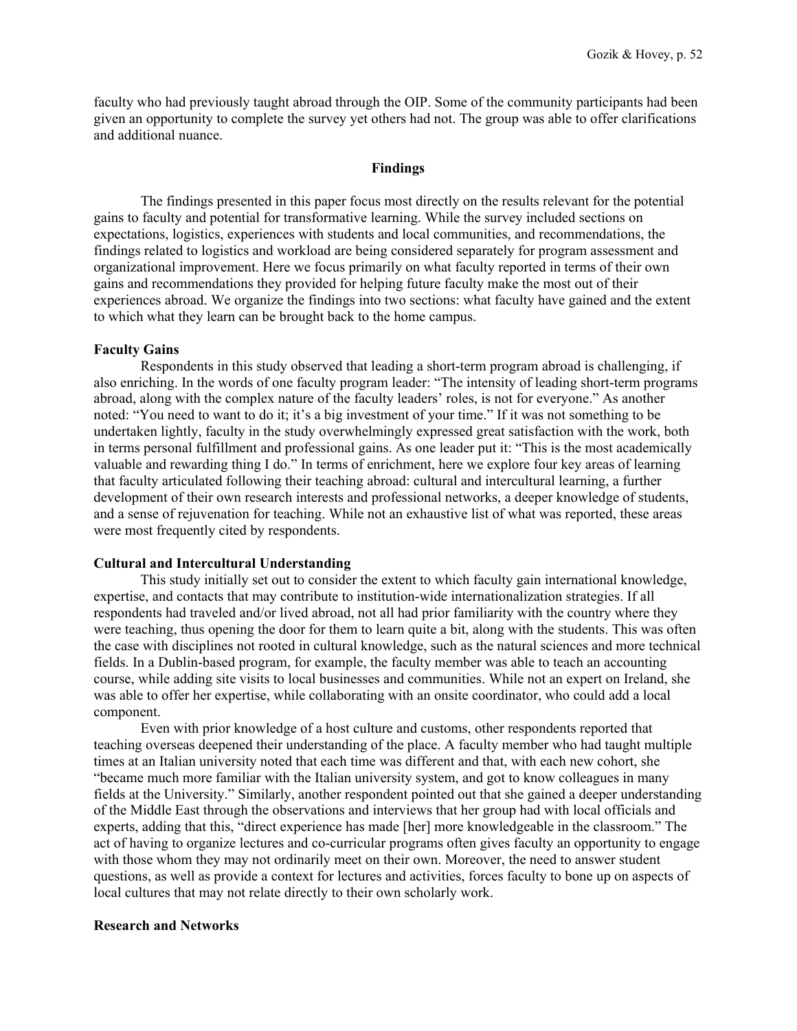faculty who had previously taught abroad through the OIP. Some of the community participants had been given an opportunity to complete the survey yet others had not. The group was able to offer clarifications and additional nuance.

## Findings

The findings presented in this paper focus most directly on the results relevant for the potential gains to faculty and potential for transformative learning. While the survey included sections on expectations, logistics, experiences with students and local communities, and recommendations, the findings related to logistics and workload are being considered separately for program assessment and organizational improvement. Here we focus primarily on what faculty reported in terms of their own gains and recommendations they provided for helping future faculty make the most out of their experiences abroad. We organize the findings into two sections: what faculty have gained and the extent to which what they learn can be brought back to the home campus.

### Faculty Gains

Respondents in this study observed that leading a short-term program abroad is challenging, if also enriching. In the words of one faculty program leader: "The intensity of leading short-term programs abroad, along with the complex nature of the faculty leaders' roles, is not for everyone." As another noted: "You need to want to do it; it's a big investment of your time." If it was not something to be undertaken lightly, faculty in the study overwhelmingly expressed great satisfaction with the work, both in terms personal fulfillment and professional gains. As one leader put it: "This is the most academically valuable and rewarding thing I do." In terms of enrichment, here we explore four key areas of learning that faculty articulated following their teaching abroad: cultural and intercultural learning, a further development of their own research interests and professional networks, a deeper knowledge of students, and a sense of rejuvenation for teaching. While not an exhaustive list of what was reported, these areas were most frequently cited by respondents.

### Cultural and Intercultural Understanding

This study initially set out to consider the extent to which faculty gain international knowledge, expertise, and contacts that may contribute to institution-wide internationalization strategies. If all respondents had traveled and/or lived abroad, not all had prior familiarity with the country where they were teaching, thus opening the door for them to learn quite a bit, along with the students. This was often the case with disciplines not rooted in cultural knowledge, such as the natural sciences and more technical fields. In a Dublin-based program, for example, the faculty member was able to teach an accounting course, while adding site visits to local businesses and communities. While not an expert on Ireland, she was able to offer her expertise, while collaborating with an onsite coordinator, who could add a local component.

Even with prior knowledge of a host culture and customs, other respondents reported that teaching overseas deepened their understanding of the place. A faculty member who had taught multiple times at an Italian university noted that each time was different and that, with each new cohort, she "became much more familiar with the Italian university system, and got to know colleagues in many fields at the University." Similarly, another respondent pointed out that she gained a deeper understanding of the Middle East through the observations and interviews that her group had with local officials and experts, adding that this, "direct experience has made [her] more knowledgeable in the classroom." The act of having to organize lectures and co-curricular programs often gives faculty an opportunity to engage with those whom they may not ordinarily meet on their own. Moreover, the need to answer student questions, as well as provide a context for lectures and activities, forces faculty to bone up on aspects of local cultures that may not relate directly to their own scholarly work.

### Research and Networks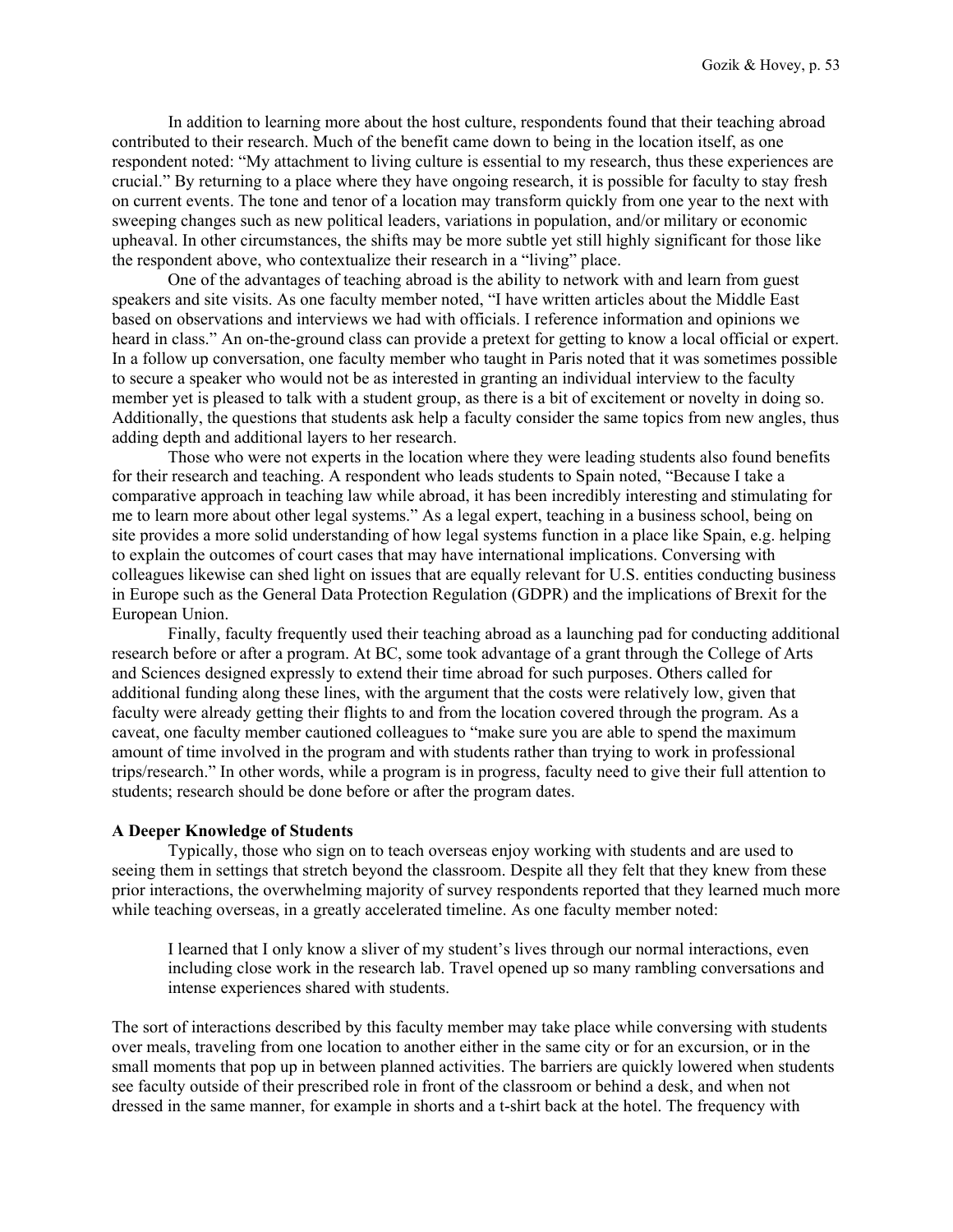In addition to learning more about the host culture, respondents found that their teaching abroad contributed to their research. Much of the benefit came down to being in the location itself, as one respondent noted: "My attachment to living culture is essential to my research, thus these experiences are crucial." By returning to a place where they have ongoing research, it is possible for faculty to stay fresh on current events. The tone and tenor of a location may transform quickly from one year to the next with sweeping changes such as new political leaders, variations in population, and/or military or economic upheaval. In other circumstances, the shifts may be more subtle yet still highly significant for those like the respondent above, who contextualize their research in a "living" place.

One of the advantages of teaching abroad is the ability to network with and learn from guest speakers and site visits. As one faculty member noted, "I have written articles about the Middle East based on observations and interviews we had with officials. I reference information and opinions we heard in class." An on-the-ground class can provide a pretext for getting to know a local official or expert. In a follow up conversation, one faculty member who taught in Paris noted that it was sometimes possible to secure a speaker who would not be as interested in granting an individual interview to the faculty member yet is pleased to talk with a student group, as there is a bit of excitement or novelty in doing so. Additionally, the questions that students ask help a faculty consider the same topics from new angles, thus adding depth and additional layers to her research.

Those who were not experts in the location where they were leading students also found benefits for their research and teaching. A respondent who leads students to Spain noted, "Because I take a comparative approach in teaching law while abroad, it has been incredibly interesting and stimulating for me to learn more about other legal systems." As a legal expert, teaching in a business school, being on site provides a more solid understanding of how legal systems function in a place like Spain, e.g. helping to explain the outcomes of court cases that may have international implications. Conversing with colleagues likewise can shed light on issues that are equally relevant for U.S. entities conducting business in Europe such as the General Data Protection Regulation (GDPR) and the implications of Brexit for the European Union.

Finally, faculty frequently used their teaching abroad as a launching pad for conducting additional research before or after a program. At BC, some took advantage of a grant through the College of Arts and Sciences designed expressly to extend their time abroad for such purposes. Others called for additional funding along these lines, with the argument that the costs were relatively low, given that faculty were already getting their flights to and from the location covered through the program. As a caveat, one faculty member cautioned colleagues to "make sure you are able to spend the maximum amount of time involved in the program and with students rather than trying to work in professional trips/research." In other words, while a program is in progress, faculty need to give their full attention to students; research should be done before or after the program dates.

**A Deeper Knowledge of Students**

Typically, those who sign on to teach overseas enjoy working with students and are used to seeing them in settings that stretch beyond the classroom. Despite all they felt that they knew from these prior interactions, the overwhelming majority of survey respondents reported that they learned much more while teaching overseas, in a greatly accelerated timeline. As one faculty member noted:

> I learned that I only know a sliver of my student's lives through our normal interactions, even including close work in the research lab. Travel opened up so many rambling conversations and intense experiences shared with students.

The sort of interactions described by this faculty member may take place while conversing with students over meals, traveling from one location to another either in the same city or for an excursion, or in the small moments that pop up in between planned activities. The barriers are quickly lowered when students see faculty outside of their prescribed role in front of the classroom or behind a desk, and when not dressed in the same manner, for example in shorts and a t-shirt back at the hotel. The frequency with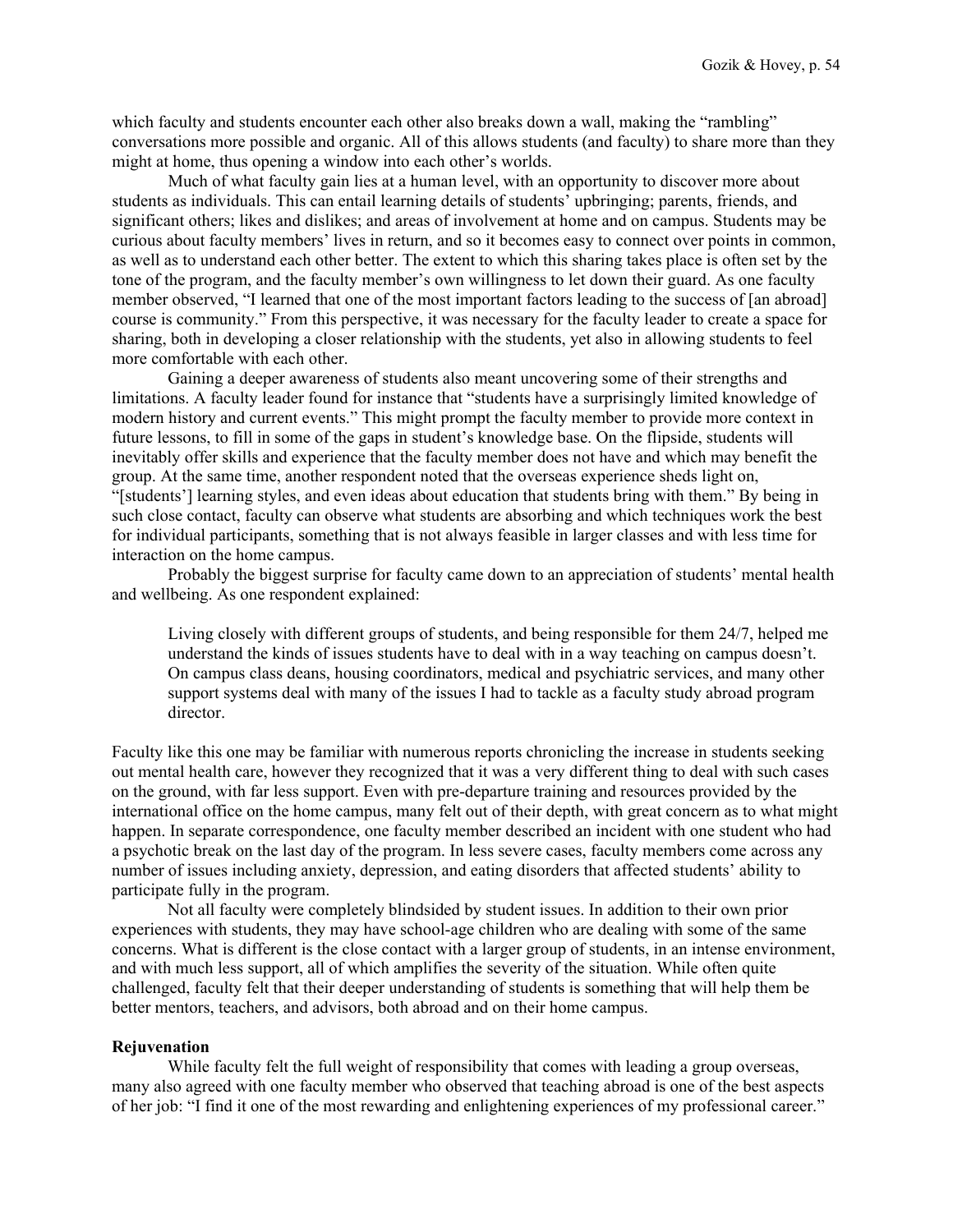which faculty and students encounter each other also breaks down a wall, making the "rambling" conversations more possible and organic. All of this allows students (and faculty) to share more than they might at home, thus opening a window into each other's worlds.

Much of what faculty gain lies at a human level, with an opportunity to discover more about students as individuals. This can entail learning details of students' upbringing; parents, friends, and significant others; likes and dislikes; and areas of involvement at home and on campus. Students may be curious about faculty members' lives in return, and so it becomes easy to connect over points in common, as well as to understand each other better. The extent to which this sharing takes place is often set by the tone of the program, and the faculty member's own willingness to let down their guard. As one faculty member observed, "I learned that one of the most important factors leading to the success of [an abroad] course is community." From this perspective, it was necessary for the faculty leader to create a space for sharing, both in developing a closer relationship with the students, yet also in allowing students to feel more comfortable with each other.

Gaining a deeper awareness of students also meant uncovering some of their strengths and limitations. A faculty leader found for instance that "students have a surprisingly limited knowledge of modern history and current events." This might prompt the faculty member to provide more context in future lessons, to fill in some of the gaps in student's knowledge base. On the flipside, students will inevitably offer skills and experience that the faculty member does not have and which may benefit the group. At the same time, another respondent noted that the overseas experience sheds light on, "[students'] learning styles, and even ideas about education that students bring with them." By being in such close contact, faculty can observe what students are absorbing and which techniques work the best for individual participants, something that is not always feasible in larger classes and with less time for interaction on the home campus.

Probably the biggest surprise for faculty came down to an appreciation of students' mental health and wellbeing. As one respondent explained:

> Living closely with different groups of students, and being responsible for them 24/7, helped me understand the kinds of issues students have to deal with in a way teaching on campus doesn't. On campus class deans, housing coordinators, medical and psychiatric services, and many other support systems deal with many of the issues I had to tackle as a faculty study abroad program director.

Faculty like this one may be familiar with numerous reports chronicling the increase in students seeking out mental health care, however they recognized that it was a very different thing to deal with such cases on the ground, with far less support. Even with pre-departure training and resources provided by the international office on the home campus, many felt out of their depth, with great concern as to what might happen. In separate correspondence, one faculty member described an incident with one student who had a psychotic break on the last day of the program. In less severe cases, faculty members come across any number of issues including anxiety, depression, and eating disorders that affected students' ability to participate fully in the program.

Not all faculty were completely blindsided by student issues. In addition to their own prior experiences with students, they may have school-age children who are dealing with some of the same concerns. What is different is the close contact with a larger group of students, in an intense environment, and with much less support, all of which amplifies the severity of the situation. While often quite challenged, faculty felt that their deeper understanding of students is something that will help them be better mentors, teachers, and advisors, both abroad and on their home campus.

**Rejuvenation**

While faculty felt the full weight of responsibility that comes with leading a group overseas, many also agreed with one faculty member who observed that teaching abroad is one of the best aspects of her job: "I find it one of the most rewarding and enlightening experiences of my professional career."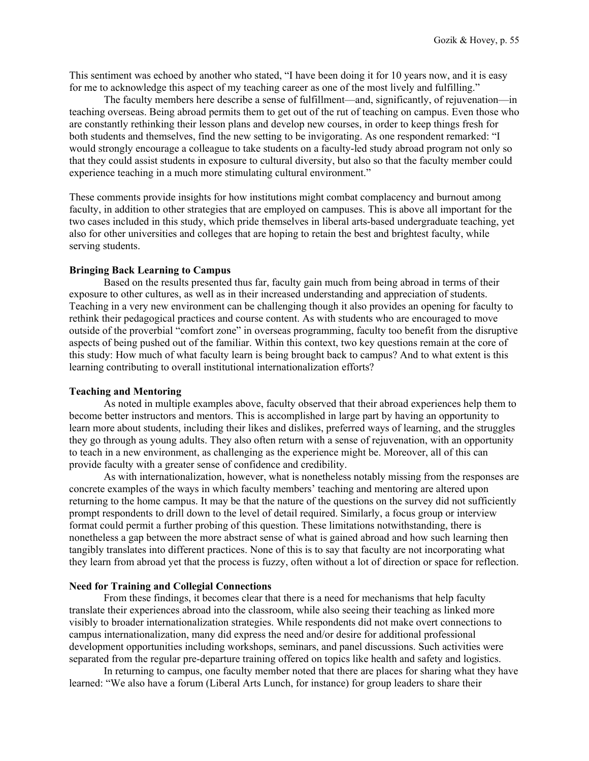This sentiment was echoed by another who stated, "I have been doing it for 10 years now, and it is easy for me to acknowledge this aspect of my teaching career as one of the most lively and fulfilling."

The faculty members here describe a sense of fulfillment—and, significantly, of rejuvenation—in teaching overseas. Being abroad permits them to get out of the rut of teaching on campus. Even those who are constantly rethinking their lesson plans and develop new courses, in order to keep things fresh for both students and themselves, find the new setting to be invigorating. As one respondent remarked: "I would strongly encourage a colleague to take students on a faculty-led study abroad program not only so that they could assist students in exposure to cultural diversity, but also so that the faculty member could experience teaching in a much more stimulating cultural environment."

These comments provide insights for how institutions might combat complacency and burnout among faculty, in addition to other strategies that are employed on campuses. This is above all important for the two cases included in this study, which pride themselves in liberal arts-based undergraduate teaching, yet also for other universities and colleges that are hoping to retain the best and brightest faculty, while serving students.

**Bringing Back Learning to Campus**

Based on the results presented thus far, faculty gain much from being abroad in terms of their exposure to other cultures, as well as in their increased understanding and appreciation of students. Teaching in a very new environment can be challenging though it also provides an opening for faculty to rethink their pedagogical practices and course content. As with students who are encouraged to move outside of the proverbial "comfort zone" in overseas programming, faculty too benefit from the disruptive aspects of being pushed out of the familiar. Within this context, two key questions remain at the core of this study: How much of what faculty learn is being brought back to campus? And to what extent is this learning contributing to overall institutional internationalization efforts?

**Teaching and Mentoring**

As noted in multiple examples above, faculty observed that their abroad experiences help them to become better instructors and mentors. This is accomplished in large part by having an opportunity to learn more about students, including their likes and dislikes, preferred ways of learning, and the struggles they go through as young adults. They also often return with a sense of rejuvenation, with an opportunity to teach in a new environment, as challenging as the experience might be. Moreover, all of this can provide faculty with a greater sense of confidence and credibility.

As with internationalization, however, what is nonetheless notably missing from the responses are concrete examples of the ways in which faculty members' teaching and mentoring are altered upon returning to the home campus. It may be that the nature of the questions on the survey did not sufficiently prompt respondents to drill down to the level of detail required. Similarly, a focus group or interview format could permit a further probing of this question. These limitations notwithstanding, there is nonetheless a gap between the more abstract sense of what is gained abroad and how such learning then tangibly translates into different practices. None of this is to say that faculty are not incorporating what they learn from abroad yet that the process is fuzzy, often without a lot of direction or space for reflection.

**Need for Training and Collegial Connections**

From these findings, it becomes clear that there is a need for mechanisms that help faculty translate their experiences abroad into the classroom, while also seeing their teaching as linked more visibly to broader internationalization strategies. While respondents did not make overt connections to campus internationalization, many did express the need and/or desire for additional professional development opportunities including workshops, seminars, and panel discussions. Such activities were separated from the regular pre-departure training offered on topics like health and safety and logistics.

In returning to campus, one faculty member noted that there are places for sharing what they have learned: "We also have a forum (Liberal Arts Lunch, for instance) for group leaders to share their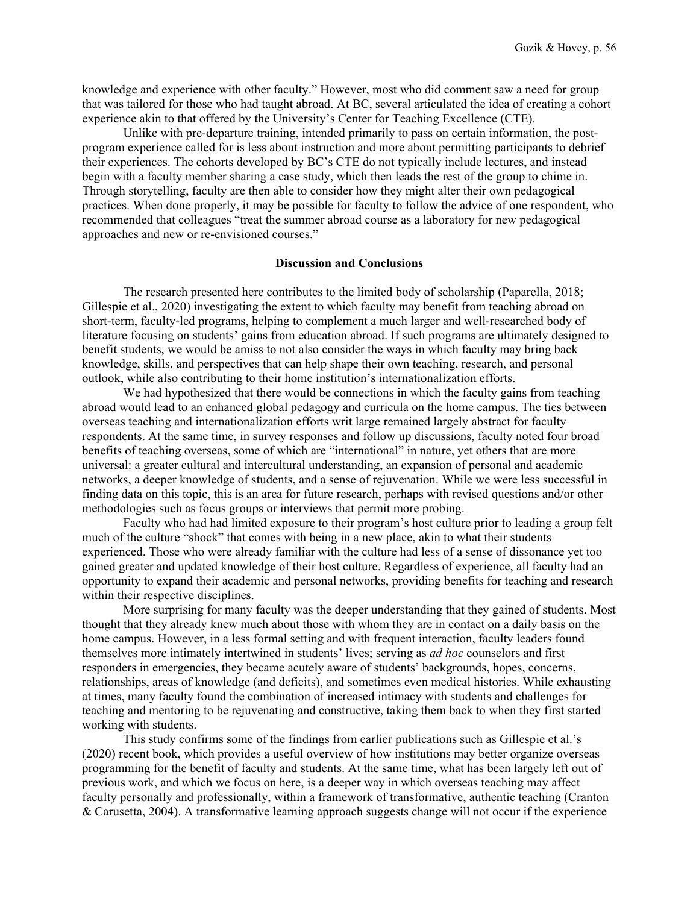knowledge and experience with other faculty." However, most who did comment saw a need for group that was tailored for those who had taught abroad. At BC, several articulated the idea of creating a cohort experience akin to that offered by the University's Center for Teaching Excellence (CTE).

Unlike with pre-departure training, intended primarily to pass on certain information, the post-program experience called for is less about instruction and more about permitting participants to debrief their experiences. The cohorts developed by BC's CTE do not typically include lectures, and instead begin with a faculty member sharing a case study, which then leads the rest of the group to chime in. Through storytelling, faculty are then able to consider how they might alter their own pedagogical practices. When done properly, it may be possible for faculty to follow the advice of one respondent, who recommended that colleagues "treat the summer abroad course as a laboratory for new pedagogical approaches and new or re-envisioned courses."

## Discussion and Conclusions

The research presented here contributes to the limited body of scholarship (Paparella, 2018; Gillespie et al., 2020) investigating the extent to which faculty may benefit from teaching abroad on short-term, faculty-led programs, helping to complement a much larger and well-researched body of literature focusing on students' gains from education abroad. If such programs are ultimately designed to benefit students, we would be amiss to not also consider the ways in which faculty may bring back knowledge, skills, and perspectives that can help shape their own teaching, research, and personal outlook, while also contributing to their home institution's internationalization efforts.

We had hypothesized that there would be connections in which the faculty gains from teaching abroad would lead to an enhanced global pedagogy and curricula on the home campus. The ties between overseas teaching and internationalization efforts writ large remained largely abstract for faculty respondents. At the same time, in survey responses and follow up discussions, faculty noted four broad benefits of teaching overseas, some of which are "international" in nature, yet others that are more universal: a greater cultural and intercultural understanding, an expansion of personal and academic networks, a deeper knowledge of students, and a sense of rejuvenation. While we were less successful in finding data on this topic, this is an area for future research, perhaps with revised questions and/or other methodologies such as focus groups or interviews that permit more probing.

Faculty who had had limited exposure to their program's host culture prior to leading a group felt much of the culture "shock" that comes with being in a new place, akin to what their students experienced. Those who were already familiar with the culture had less of a sense of dissonance yet too gained greater and updated knowledge of their host culture. Regardless of experience, all faculty had an opportunity to expand their academic and personal networks, providing benefits for teaching and research within their respective disciplines.

More surprising for many faculty was the deeper understanding that they gained of students. Most thought that they already knew much about those with whom they are in contact on a daily basis on the home campus. However, in a less formal setting and with frequent interaction, faculty leaders found themselves more intimately intertwined in students' lives; serving as *ad hoc* counselors and first responders in emergencies, they became acutely aware of students' backgrounds, hopes, concerns, relationships, areas of knowledge (and deficits), and sometimes even medical histories. While exhausting at times, many faculty found the combination of increased intimacy with students and challenges for teaching and mentoring to be rejuvenating and constructive, taking them back to when they first started working with students.

This study confirms some of the findings from earlier publications such as Gillespie et al.'s (2020) recent book, which provides a useful overview of how institutions may better organize overseas programming for the benefit of faculty and students. At the same time, what has been largely left out of previous work, and which we focus on here, is a deeper way in which overseas teaching may affect faculty personally and professionally, within a framework of transformative, authentic teaching (Cranton & Carusetta, 2004). A transformative learning approach suggests change will not occur if the experience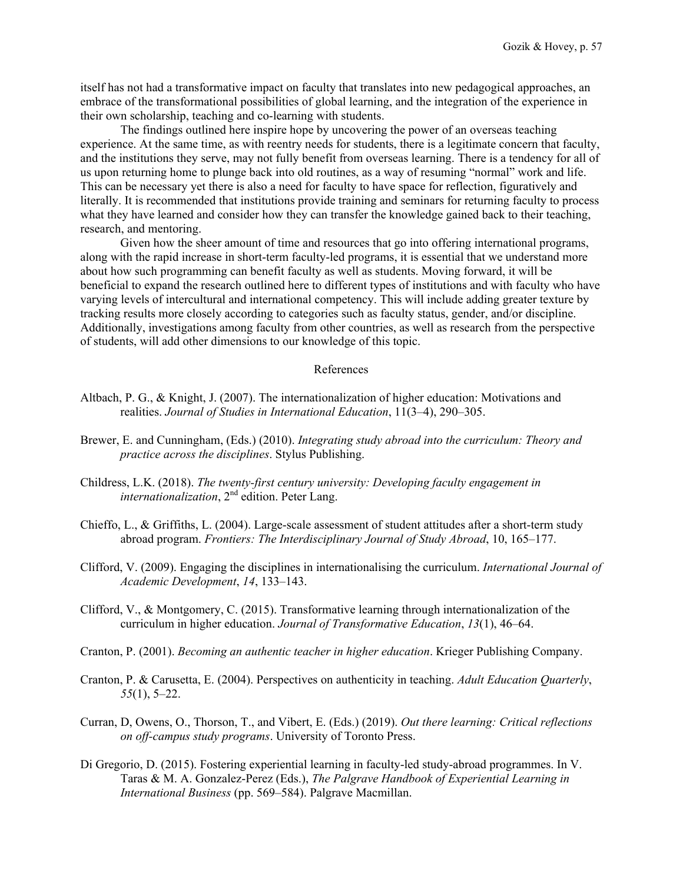itself has not had a transformative impact on faculty that translates into new pedagogical approaches, an embrace of the transformational possibilities of global learning, and the integration of the experience in their own scholarship, teaching and co-learning with students.

The findings outlined here inspire hope by uncovering the power of an overseas teaching experience. At the same time, as with reentry needs for students, there is a legitimate concern that faculty, and the institutions they serve, may not fully benefit from overseas learning. There is a tendency for all of us upon returning home to plunge back into old routines, as a way of resuming "normal" work and life. This can be necessary yet there is also a need for faculty to have space for reflection, figuratively and literally. It is recommended that institutions provide training and seminars for returning faculty to process what they have learned and consider how they can transfer the knowledge gained back to their teaching, research, and mentoring.

Given how the sheer amount of time and resources that go into offering international programs, along with the rapid increase in short-term faculty-led programs, it is essential that we understand more about how such programming can benefit faculty as well as students. Moving forward, it will be beneficial to expand the research outlined here to different types of institutions and with faculty who have varying levels of intercultural and international competency. This will include adding greater texture by tracking results more closely according to categories such as faculty status, gender, and/or discipline. Additionally, investigations among faculty from other countries, as well as research from the perspective of students, will add other dimensions to our knowledge of this topic.

## References

Altbach, P. G., & Knight, J. (2007). The internationalization of higher education: Motivations and realities. *Journal of Studies in International Education*, 11(3–4), 290–305.

Brewer, E. and Cunningham, (Eds.) (2010). *Integrating study abroad into the curriculum: Theory and practice across the disciplines*. Stylus Publishing.

Childress, L.K. (2018). *The twenty-first century university: Developing faculty engagement in internationalization*, 2nd edition. Peter Lang.

Chieffo, L., & Griffiths, L. (2004). Large-scale assessment of student attitudes after a short-term study abroad program. *Frontiers: The Interdisciplinary Journal of Study Abroad*, 10, 165–177.

Clifford, V. (2009). Engaging the disciplines in internationalising the curriculum. *International Journal of Academic Development*, *14*, 133–143.

Clifford, V., & Montgomery, C. (2015). Transformative learning through internationalization of the curriculum in higher education. *Journal of Transformative Education*, *13*(1), 46–64.

Cranton, P. (2001). *Becoming an authentic teacher in higher education*. Krieger Publishing Company.

Cranton, P. & Carusetta, E. (2004). Perspectives on authenticity in teaching. *Adult Education Quarterly*, *55*(1), 5–22.

Curran, D, Owens, O., Thorson, T., and Vibert, E. (Eds.) (2019). *Out there learning: Critical reflections on off-campus study programs*. University of Toronto Press.

Di Gregorio, D. (2015). Fostering experiential learning in faculty-led study-abroad programmes. In V. Taras & M. A. Gonzalez-Perez (Eds.), *The Palgrave Handbook of Experiential Learning in International Business* (pp. 569–584). Palgrave Macmillan.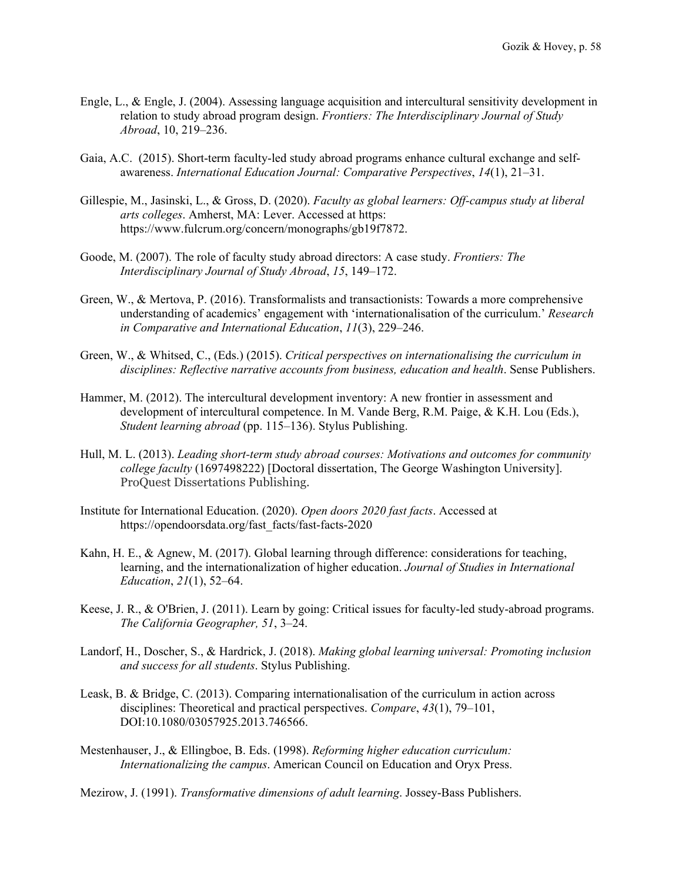Engle, L., & Engle, J. (2004). Assessing language acquisition and intercultural sensitivity development in relation to study abroad program design. *Frontiers: The Interdisciplinary Journal of Study Abroad*, 10, 219–236.

Gaia, A.C. (2015). Short-term faculty-led study abroad programs enhance cultural exchange and self-awareness. *International Education Journal: Comparative Perspectives*, *14*(1), 21–31.

Gillespie, M., Jasinski, L., & Gross, D. (2020). *Faculty as global learners: Off-campus study at liberal arts colleges*. Amherst, MA: Lever. Accessed at https: https://www.fulcrum.org/concern/monographs/gb19f7872.

Goode, M. (2007). The role of faculty study abroad directors: A case study. *Frontiers: The Interdisciplinary Journal of Study Abroad*, *15*, 149–172.

Green, W., & Mertova, P. (2016). Transformalists and transactionists: Towards a more comprehensive understanding of academics' engagement with 'internationalisation of the curriculum.' *Research in Comparative and International Education*, *11*(3), 229–246.

Green, W., & Whitsed, C., (Eds.) (2015). *Critical perspectives on internationalising the curriculum in disciplines: Reflective narrative accounts from business, education and health*. Sense Publishers.

Hammer, M. (2012). The intercultural development inventory: A new frontier in assessment and development of intercultural competence. In M. Vande Berg, R.M. Paige, & K.H. Lou (Eds.), *Student learning abroad* (pp. 115–136). Stylus Publishing.

Hull, M. L. (2013). *Leading short-term study abroad courses: Motivations and outcomes for community college faculty* (1697498222) [Doctoral dissertation, The George Washington University]. ProQuest Dissertations Publishing.

Institute for International Education. (2020). *Open doors 2020 fast facts*. Accessed at https://opendoorsdata.org/fast_facts/fast-facts-2020

Kahn, H. E., & Agnew, M. (2017). Global learning through difference: considerations for teaching, learning, and the internationalization of higher education. *Journal of Studies in International Education*, *21*(1), 52–64.

Keese, J. R., & O'Brien, J. (2011). Learn by going: Critical issues for faculty-led study-abroad programs. *The California Geographer, 51*, 3–24.

Landorf, H., Doscher, S., & Hardrick, J. (2018). *Making global learning universal: Promoting inclusion and success for all students*. Stylus Publishing.

Leask, B. & Bridge, C. (2013). Comparing internationalisation of the curriculum in action across disciplines: Theoretical and practical perspectives. *Compare*, *43*(1), 79–101, DOI:10.1080/03057925.2013.746566.

Mestenhauser, J., & Ellingboe, B. Eds. (1998). *Reforming higher education curriculum: Internationalizing the campus*. American Council on Education and Oryx Press.

Mezirow, J. (1991). *Transformative dimensions of adult learning*. Jossey-Bass Publishers.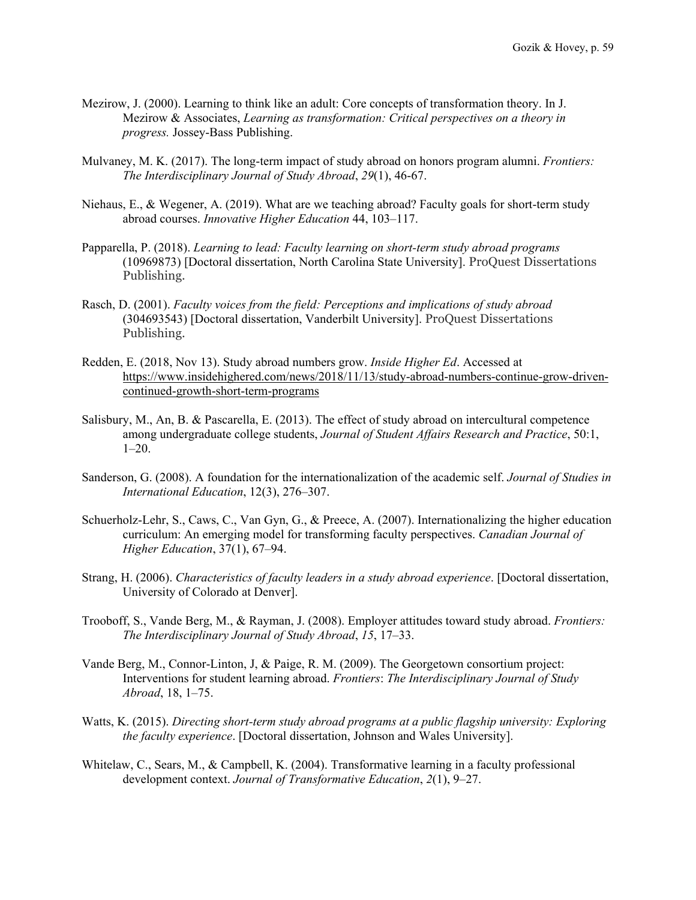Mezirow, J. (2000). Learning to think like an adult: Core concepts of transformation theory. In J. Mezirow & Associates, *Learning as transformation: Critical perspectives on a theory in progress.* Jossey-Bass Publishing.

Mulvaney, M. K. (2017). The long-term impact of study abroad on honors program alumni. *Frontiers: The Interdisciplinary Journal of Study Abroad*, *29*(1), 46-67.

Niehaus, E., & Wegener, A. (2019). What are we teaching abroad? Faculty goals for short-term study abroad courses. *Innovative Higher Education* 44, 103–117.

Papparella, P. (2018). *Learning to lead: Faculty learning on short-term study abroad programs* (10969873) [Doctoral dissertation, North Carolina State University]. ProQuest Dissertations Publishing.

Rasch, D. (2001). *Faculty voices from the field: Perceptions and implications of study abroad* (304693543) [Doctoral dissertation, Vanderbilt University]. ProQuest Dissertations Publishing.

Redden, E. (2018, Nov 13). Study abroad numbers grow. *Inside Higher Ed*. Accessed at https://www.insidehighered.com/news/2018/11/13/study-abroad-numbers-continue-grow-driven-continued-growth-short-term-programs

Salisbury, M., An, B. & Pascarella, E. (2013). The effect of study abroad on intercultural competence among undergraduate college students, *Journal of Student Affairs Research and Practice*, 50:1, 1–20.

Sanderson, G. (2008). A foundation for the internationalization of the academic self. *Journal of Studies in International Education*, 12(3), 276–307.

Schuerholz-Lehr, S., Caws, C., Van Gyn, G., & Preece, A. (2007). Internationalizing the higher education curriculum: An emerging model for transforming faculty perspectives. *Canadian Journal of Higher Education*, 37(1), 67–94.

Strang, H. (2006). *Characteristics of faculty leaders in a study abroad experience*. [Doctoral dissertation, University of Colorado at Denver].

Trooboff, S., Vande Berg, M., & Rayman, J. (2008). Employer attitudes toward study abroad. *Frontiers: The Interdisciplinary Journal of Study Abroad*, *15*, 17–33.

Vande Berg, M., Connor-Linton, J, & Paige, R. M. (2009). The Georgetown consortium project: Interventions for student learning abroad. *Frontiers*: *The Interdisciplinary Journal of Study Abroad*, 18, 1–75.

Watts, K. (2015). *Directing short-term study abroad programs at a public flagship university: Exploring the faculty experience*. [Doctoral dissertation, Johnson and Wales University].

Whitelaw, C., Sears, M., & Campbell, K. (2004). Transformative learning in a faculty professional development context. *Journal of Transformative Education*, *2*(1), 9–27.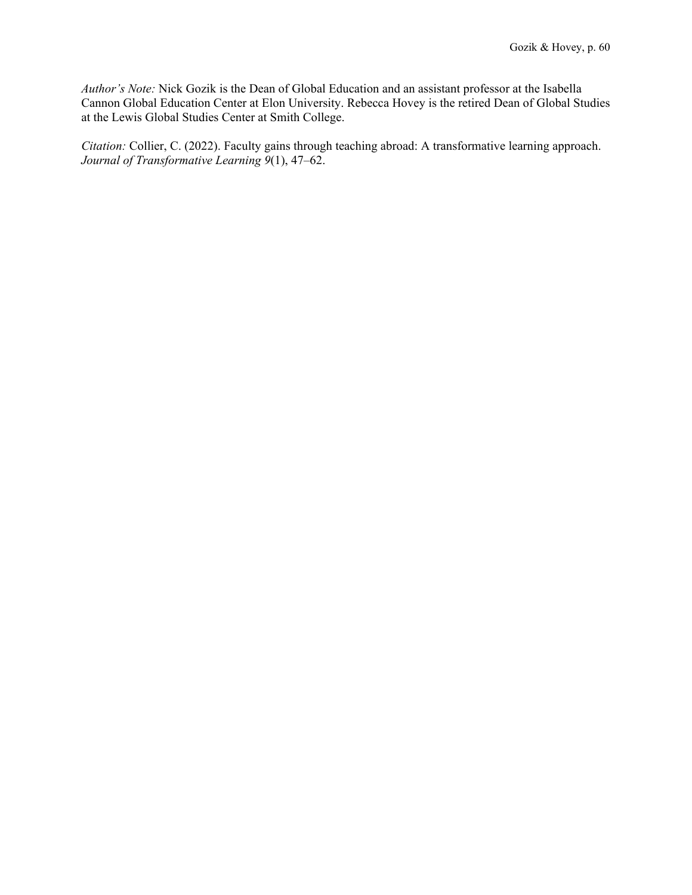*Author's Note:* Nick Gozik is the Dean of Global Education and an assistant professor at the Isabella Cannon Global Education Center at Elon University. Rebecca Hovey is the retired Dean of Global Studies at the Lewis Global Studies Center at Smith College.

*Citation:* Collier, C. (2022). Faculty gains through teaching abroad: A transformative learning approach. *Journal of Transformative Learning 9*(1), 47–62.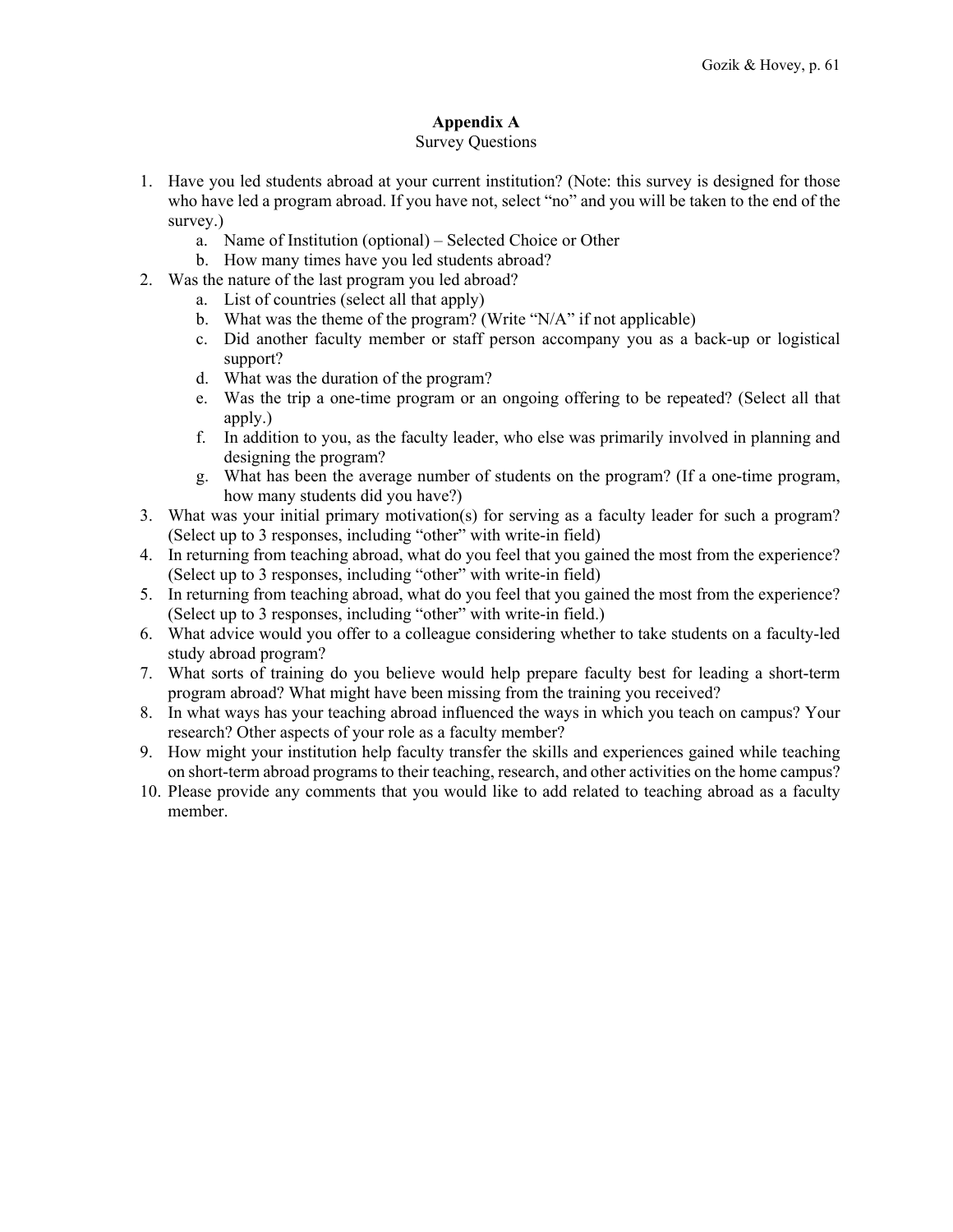## Appendix A

Survey Questions

1. Have you led students abroad at your current institution? (Note: this survey is designed for those who have led a program abroad. If you have not, select "no" and you will be taken to the end of the survey.)
   a. Name of Institution (optional) – Selected Choice or Other
   b. How many times have you led students abroad?
2. Was the nature of the last program you led abroad?
   a. List of countries (select all that apply)
   b. What was the theme of the program? (Write "N/A" if not applicable)
   c. Did another faculty member or staff person accompany you as a back-up or logistical support?
   d. What was the duration of the program?
   e. Was the trip a one-time program or an ongoing offering to be repeated? (Select all that apply.)
   f. In addition to you, as the faculty leader, who else was primarily involved in planning and designing the program?
   g. What has been the average number of students on the program? (If a one-time program, how many students did you have?)
3. What was your initial primary motivation(s) for serving as a faculty leader for such a program? (Select up to 3 responses, including "other" with write-in field)
4. In returning from teaching abroad, what do you feel that you gained the most from the experience? (Select up to 3 responses, including "other" with write-in field)
5. In returning from teaching abroad, what do you feel that you gained the most from the experience? (Select up to 3 responses, including "other" with write-in field.)
6. What advice would you offer to a colleague considering whether to take students on a faculty-led study abroad program?
7. What sorts of training do you believe would help prepare faculty best for leading a short-term program abroad? What might have been missing from the training you received?
8. In what ways has your teaching abroad influenced the ways in which you teach on campus? Your research? Other aspects of your role as a faculty member?
9. How might your institution help faculty transfer the skills and experiences gained while teaching on short-term abroad programs to their teaching, research, and other activities on the home campus?
10. Please provide any comments that you would like to add related to teaching abroad as a faculty member.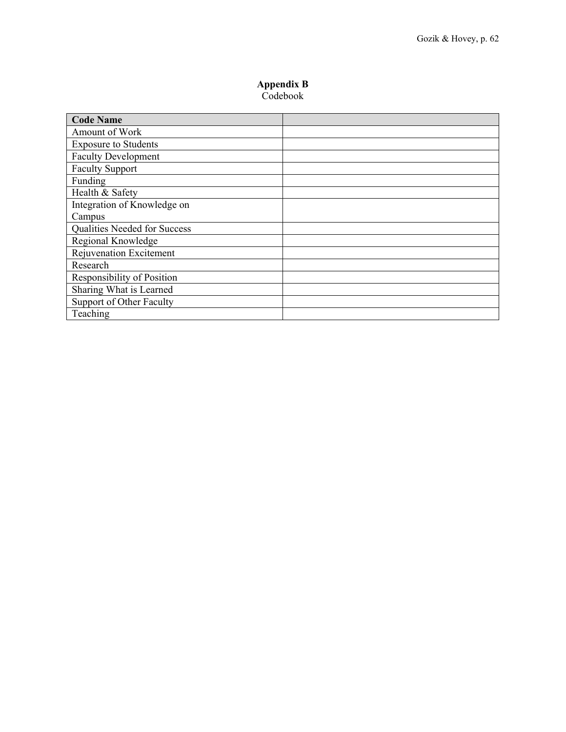**Appendix B**

Codebook

| Code Name | |
|---|---|
| Amount of Work | |
| Exposure to Students | |
| Faculty Development | |
| Faculty Support | |
| Funding | |
| Health & Safety | |
| Integration of Knowledge on Campus | |
| Qualities Needed for Success | |
| Regional Knowledge | |
| Rejuvenation Excitement | |
| Research | |
| Responsibility of Position | |
| Sharing What is Learned | |
| Support of Other Faculty | |
| Teaching | |